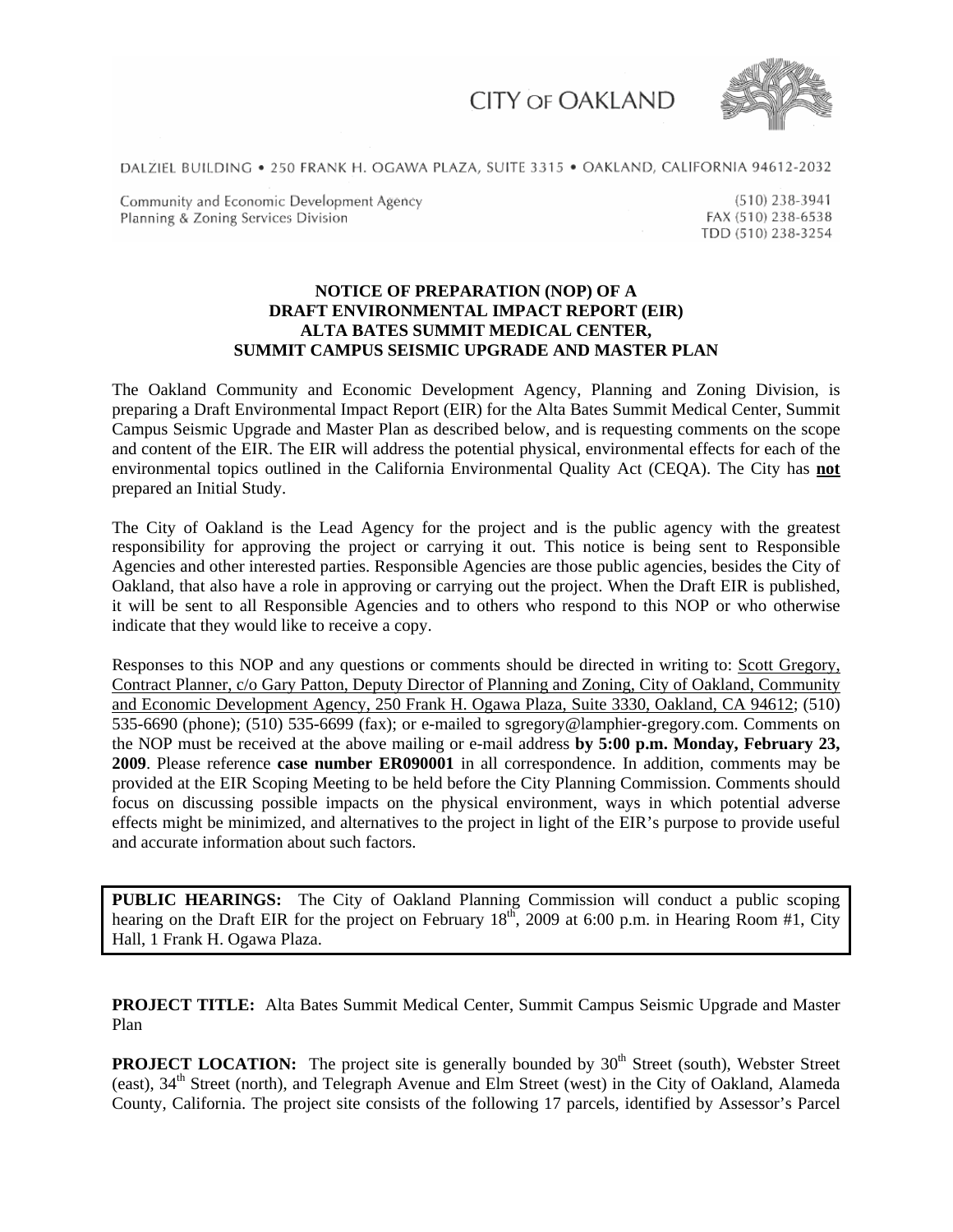# CITY OF OAKLAND

DALZIEL BUILDING • 250 FRANK H. OGAWA PLAZA, SUITE 3315 • OAKLAND, CALIFORNIA 94612-2032

Community and Economic Development Agency
Planning & Zoning Services Division

(510) 238-3941
FAX (510) 238-6538
TDD (510) 238-3254

## NOTICE OF PREPARATION (NOP) OF A DRAFT ENVIRONMENTAL IMPACT REPORT (EIR) ALTA BATES SUMMIT MEDICAL CENTER, SUMMIT CAMPUS SEISMIC UPGRADE AND MASTER PLAN

The Oakland Community and Economic Development Agency, Planning and Zoning Division, is preparing a Draft Environmental Impact Report (EIR) for the Alta Bates Summit Medical Center, Summit Campus Seismic Upgrade and Master Plan as described below, and is requesting comments on the scope and content of the EIR. The EIR will address the potential physical, environmental effects for each of the environmental topics outlined in the California Environmental Quality Act (CEQA). The City has **not** prepared an Initial Study.

The City of Oakland is the Lead Agency for the project and is the public agency with the greatest responsibility for approving the project or carrying it out. This notice is being sent to Responsible Agencies and other interested parties. Responsible Agencies are those public agencies, besides the City of Oakland, that also have a role in approving or carrying out the project. When the Draft EIR is published, it will be sent to all Responsible Agencies and to others who respond to this NOP or who otherwise indicate that they would like to receive a copy.

Responses to this NOP and any questions or comments should be directed in writing to: Scott Gregory, Contract Planner, c/o Gary Patton, Deputy Director of Planning and Zoning, City of Oakland, Community and Economic Development Agency, 250 Frank H. Ogawa Plaza, Suite 3330, Oakland, CA 94612; (510) 535-6690 (phone); (510) 535-6699 (fax); or e-mailed to sgregory@lamphier-gregory.com. Comments on the NOP must be received at the above mailing or e-mail address **by 5:00 p.m. Monday, February 23, 2009**. Please reference **case number ER090001** in all correspondence. In addition, comments may be provided at the EIR Scoping Meeting to be held before the City Planning Commission. Comments should focus on discussing possible impacts on the physical environment, ways in which potential adverse effects might be minimized, and alternatives to the project in light of the EIR's purpose to provide useful and accurate information about such factors.

**PUBLIC HEARINGS:** The City of Oakland Planning Commission will conduct a public scoping hearing on the Draft EIR for the project on February 18th, 2009 at 6:00 p.m. in Hearing Room #1, City Hall, 1 Frank H. Ogawa Plaza.

**PROJECT TITLE:** Alta Bates Summit Medical Center, Summit Campus Seismic Upgrade and Master Plan

**PROJECT LOCATION:** The project site is generally bounded by 30th Street (south), Webster Street (east), 34th Street (north), and Telegraph Avenue and Elm Street (west) in the City of Oakland, Alameda County, California. The project site consists of the following 17 parcels, identified by Assessor's Parcel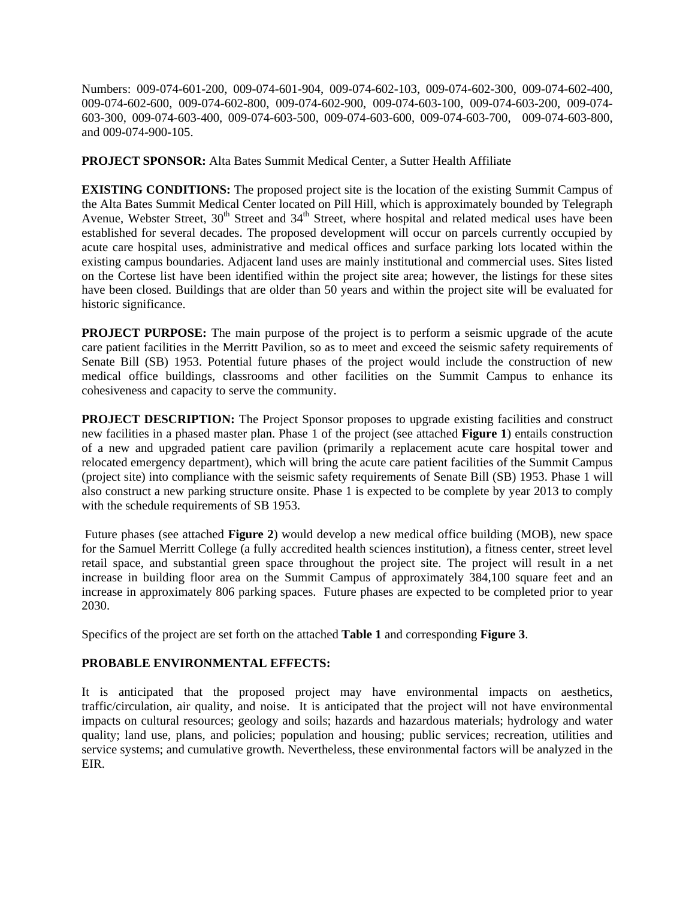Numbers: 009-074-601-200, 009-074-601-904, 009-074-602-103, 009-074-602-300, 009-074-602-400, 009-074-602-600, 009-074-602-800, 009-074-602-900, 009-074-603-100, 009-074-603-200, 009-074-603-300, 009-074-603-400, 009-074-603-500, 009-074-603-600, 009-074-603-700, 009-074-603-800, and 009-074-900-105.

**PROJECT SPONSOR:** Alta Bates Summit Medical Center, a Sutter Health Affiliate

**EXISTING CONDITIONS:** The proposed project site is the location of the existing Summit Campus of the Alta Bates Summit Medical Center located on Pill Hill, which is approximately bounded by Telegraph Avenue, Webster Street, 30th Street and 34th Street, where hospital and related medical uses have been established for several decades. The proposed development will occur on parcels currently occupied by acute care hospital uses, administrative and medical offices and surface parking lots located within the existing campus boundaries. Adjacent land uses are mainly institutional and commercial uses. Sites listed on the Cortese list have been identified within the project site area; however, the listings for these sites have been closed. Buildings that are older than 50 years and within the project site will be evaluated for historic significance.

**PROJECT PURPOSE:** The main purpose of the project is to perform a seismic upgrade of the acute care patient facilities in the Merritt Pavilion, so as to meet and exceed the seismic safety requirements of Senate Bill (SB) 1953. Potential future phases of the project would include the construction of new medical office buildings, classrooms and other facilities on the Summit Campus to enhance its cohesiveness and capacity to serve the community.

**PROJECT DESCRIPTION:** The Project Sponsor proposes to upgrade existing facilities and construct new facilities in a phased master plan. Phase 1 of the project (see attached **Figure 1**) entails construction of a new and upgraded patient care pavilion (primarily a replacement acute care hospital tower and relocated emergency department), which will bring the acute care patient facilities of the Summit Campus (project site) into compliance with the seismic safety requirements of Senate Bill (SB) 1953. Phase 1 will also construct a new parking structure onsite. Phase 1 is expected to be complete by year 2013 to comply with the schedule requirements of SB 1953.

Future phases (see attached **Figure 2**) would develop a new medical office building (MOB), new space for the Samuel Merritt College (a fully accredited health sciences institution), a fitness center, street level retail space, and substantial green space throughout the project site. The project will result in a net increase in building floor area on the Summit Campus of approximately 384,100 square feet and an increase in approximately 806 parking spaces. Future phases are expected to be completed prior to year 2030.

Specifics of the project are set forth on the attached **Table 1** and corresponding **Figure 3**.

**PROBABLE ENVIRONMENTAL EFFECTS:**

It is anticipated that the proposed project may have environmental impacts on aesthetics, traffic/circulation, air quality, and noise. It is anticipated that the project will not have environmental impacts on cultural resources; geology and soils; hazards and hazardous materials; hydrology and water quality; land use, plans, and policies; population and housing; public services; recreation, utilities and service systems; and cumulative growth. Nevertheless, these environmental factors will be analyzed in the EIR.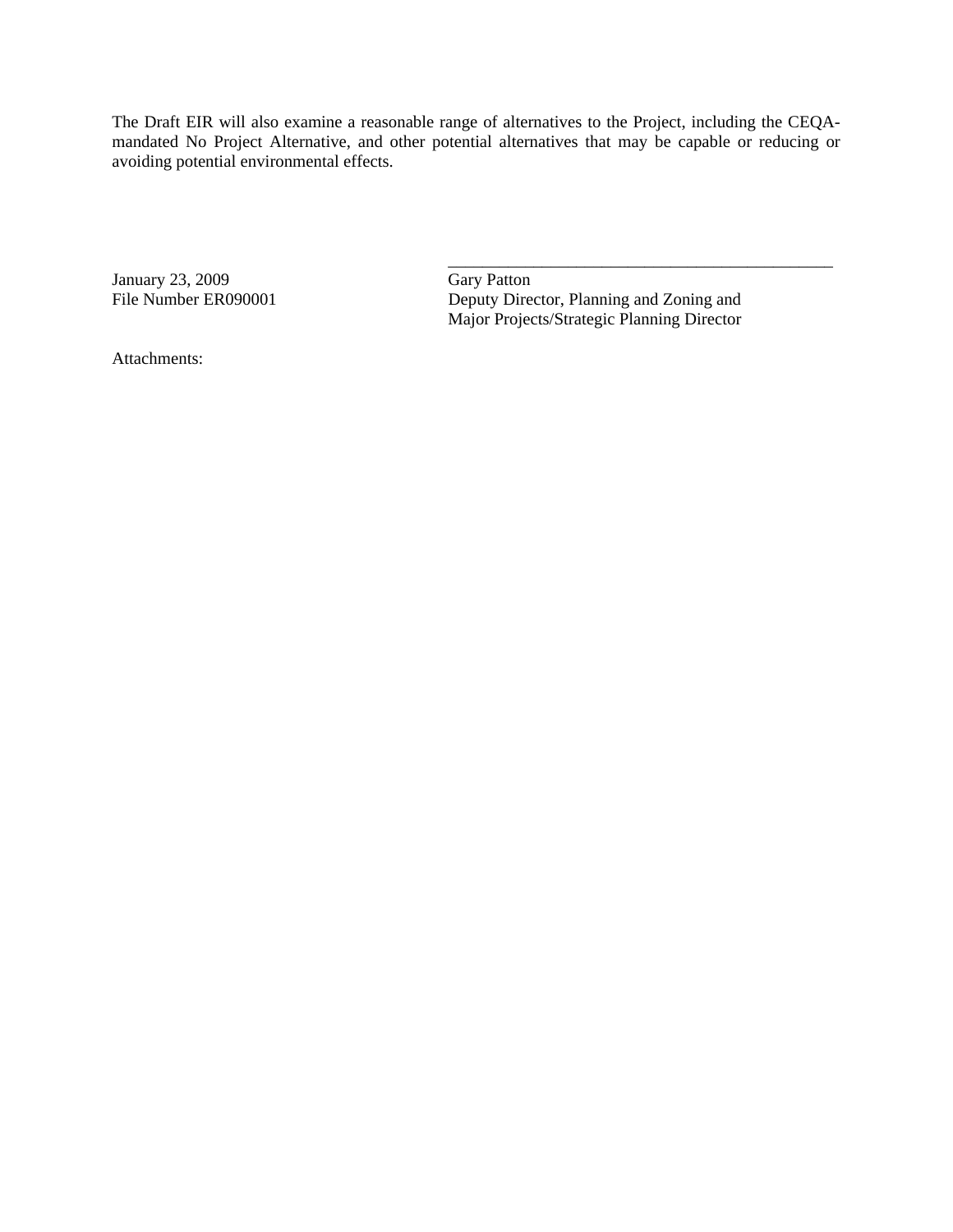The Draft EIR will also examine a reasonable range of alternatives to the Project, including the CEQA-mandated No Project Alternative, and other potential alternatives that may be capable or reducing or avoiding potential environmental effects.

\_\_\_\_\_\_\_\_\_\_\_\_\_\_\_\_\_\_\_\_\_\_\_\_\_\_\_\_\_\_\_\_\_\_\_\_\_\_\_\_\_\_\_\_\_\_

January 23, 2009
File Number ER090001

Gary Patton
Deputy Director, Planning and Zoning and
Major Projects/Strategic Planning Director

Attachments: